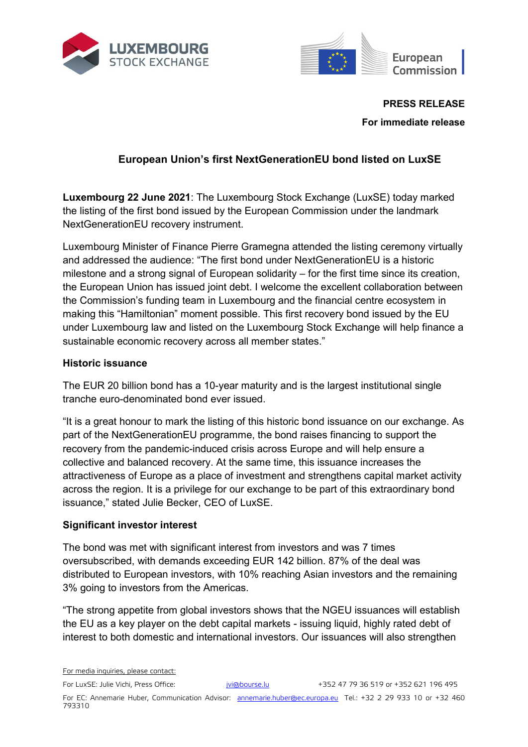**PRESS RELEASE**

**For immediate release**

# European Union's first NextGenerationEU bond listed on LuxSE

**Luxembourg 22 June 2021**: The Luxembourg Stock Exchange (LuxSE) today marked the listing of the first bond issued by the European Commission under the landmark NextGenerationEU recovery instrument.

Luxembourg Minister of Finance Pierre Gramegna attended the listing ceremony virtually and addressed the audience: "The first bond under NextGenerationEU is a historic milestone and a strong signal of European solidarity – for the first time since its creation, the European Union has issued joint debt. I welcome the excellent collaboration between the Commission's funding team in Luxembourg and the financial centre ecosystem in making this "Hamiltonian" moment possible. This first recovery bond issued by the EU under Luxembourg law and listed on the Luxembourg Stock Exchange will help finance a sustainable economic recovery across all member states."

## Historic issuance

The EUR 20 billion bond has a 10-year maturity and is the largest institutional single tranche euro-denominated bond ever issued.

"It is a great honour to mark the listing of this historic bond issuance on our exchange. As part of the NextGenerationEU programme, the bond raises financing to support the recovery from the pandemic-induced crisis across Europe and will help ensure a collective and balanced recovery. At the same time, this issuance increases the attractiveness of Europe as a place of investment and strengthens capital market activity across the region. It is a privilege for our exchange to be part of this extraordinary bond issuance," stated Julie Becker, CEO of LuxSE.

## Significant investor interest

The bond was met with significant interest from investors and was 7 times oversubscribed, with demands exceeding EUR 142 billion. 87% of the deal was distributed to European investors, with 10% reaching Asian investors and the remaining 3% going to investors from the Americas.

"The strong appetite from global investors shows that the NGEU issuances will establish the EU as a key player on the debt capital markets - issuing liquid, highly rated debt of interest to both domestic and international investors. Our issuances will also strengthen

For media inquiries, please contact:

For LuxSE: Julie Vichi, Press Office: jvi@bourse.lu +352 47 79 36 519 or +352 621 196 495

For EC: Annemarie Huber, Communication Advisor: annemarie.huber@ec.europa.eu Tel.: +32 2 29 933 10 or +32 460 793310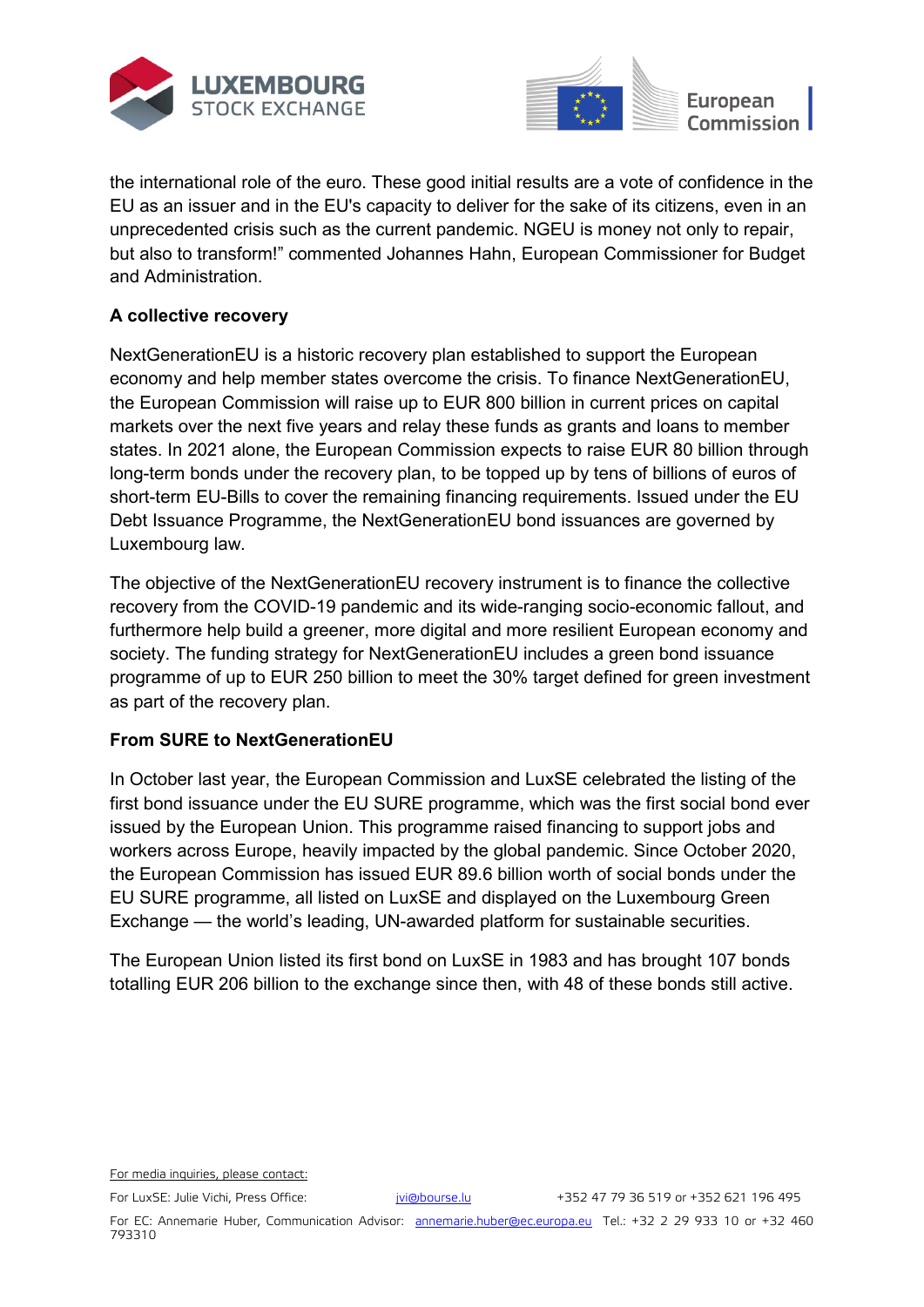the international role of the euro. These good initial results are a vote of confidence in the EU as an issuer and in the EU's capacity to deliver for the sake of its citizens, even in an unprecedented crisis such as the current pandemic. NGEU is money not only to repair, but also to transform!" commented Johannes Hahn, European Commissioner for Budget and Administration.

**A collective recovery**

NextGenerationEU is a historic recovery plan established to support the European economy and help member states overcome the crisis. To finance NextGenerationEU, the European Commission will raise up to EUR 800 billion in current prices on capital markets over the next five years and relay these funds as grants and loans to member states. In 2021 alone, the European Commission expects to raise EUR 80 billion through long-term bonds under the recovery plan, to be topped up by tens of billions of euros of short-term EU-Bills to cover the remaining financing requirements. Issued under the EU Debt Issuance Programme, the NextGenerationEU bond issuances are governed by Luxembourg law.

The objective of the NextGenerationEU recovery instrument is to finance the collective recovery from the COVID-19 pandemic and its wide-ranging socio-economic fallout, and furthermore help build a greener, more digital and more resilient European economy and society. The funding strategy for NextGenerationEU includes a green bond issuance programme of up to EUR 250 billion to meet the 30% target defined for green investment as part of the recovery plan.

**From SURE to NextGenerationEU**

In October last year, the European Commission and LuxSE celebrated the listing of the first bond issuance under the EU SURE programme, which was the first social bond ever issued by the European Union. This programme raised financing to support jobs and workers across Europe, heavily impacted by the global pandemic. Since October 2020, the European Commission has issued EUR 89.6 billion worth of social bonds under the EU SURE programme, all listed on LuxSE and displayed on the Luxembourg Green Exchange — the world's leading, UN-awarded platform for sustainable securities.

The European Union listed its first bond on LuxSE in 1983 and has brought 107 bonds totalling EUR 206 billion to the exchange since then, with 48 of these bonds still active.

For media inquiries, please contact:

For LuxSE: Julie Vichi, Press Office: jvi@bourse.lu +352 47 79 36 519 or +352 621 196 495

For EC: Annemarie Huber, Communication Advisor: annemarie.huber@ec.europa.eu Tel.: +32 2 29 933 10 or +32 460 793310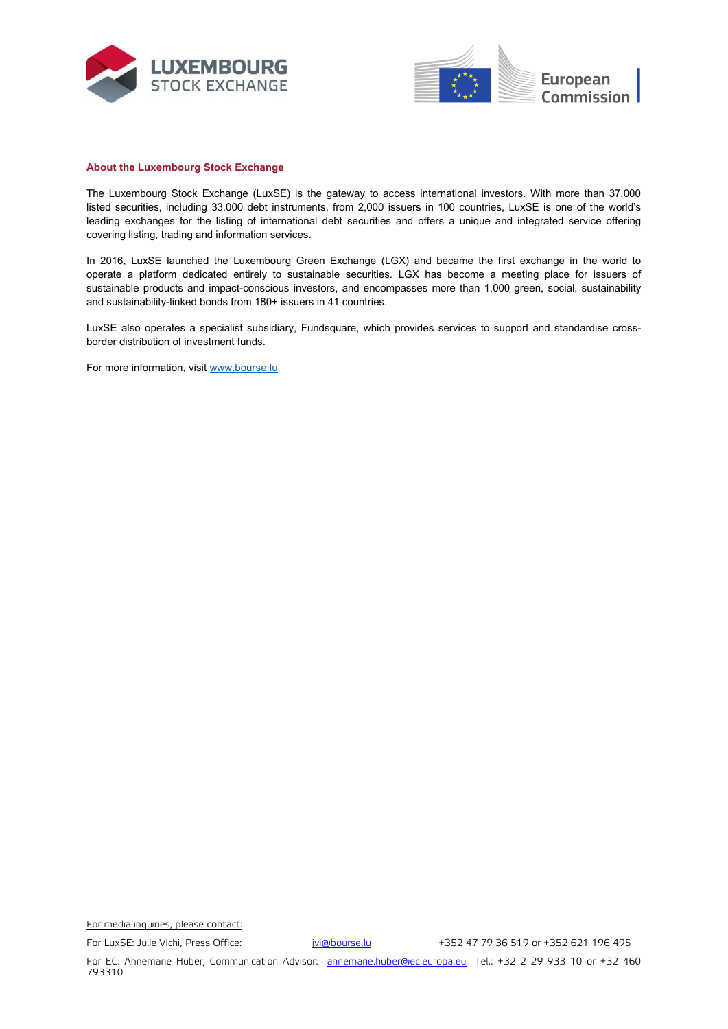## About the Luxembourg Stock Exchange

The Luxembourg Stock Exchange (LuxSE) is the gateway to access international investors. With more than 37,000 listed securities, including 33,000 debt instruments, from 2,000 issuers in 100 countries, LuxSE is one of the world's leading exchanges for the listing of international debt securities and offers a unique and integrated service offering covering listing, trading and information services.

In 2016, LuxSE launched the Luxembourg Green Exchange (LGX) and became the first exchange in the world to operate a platform dedicated entirely to sustainable securities. LGX has become a meeting place for issuers of sustainable products and impact-conscious investors, and encompasses more than 1,000 green, social, sustainability and sustainability-linked bonds from 180+ issuers in 41 countries.

LuxSE also operates a specialist subsidiary, Fundsquare, which provides services to support and standardise cross-border distribution of investment funds.

For more information, visit www.bourse.lu

For media inquiries, please contact:

For LuxSE: Julie Vichi, Press Office: jvi@bourse.lu +352 47 79 36 519 or +352 621 196 495

For EC: Annemarie Huber, Communication Advisor: annemarie.huber@ec.europa.eu Tel.: +32 2 29 933 10 or +32 460 793310